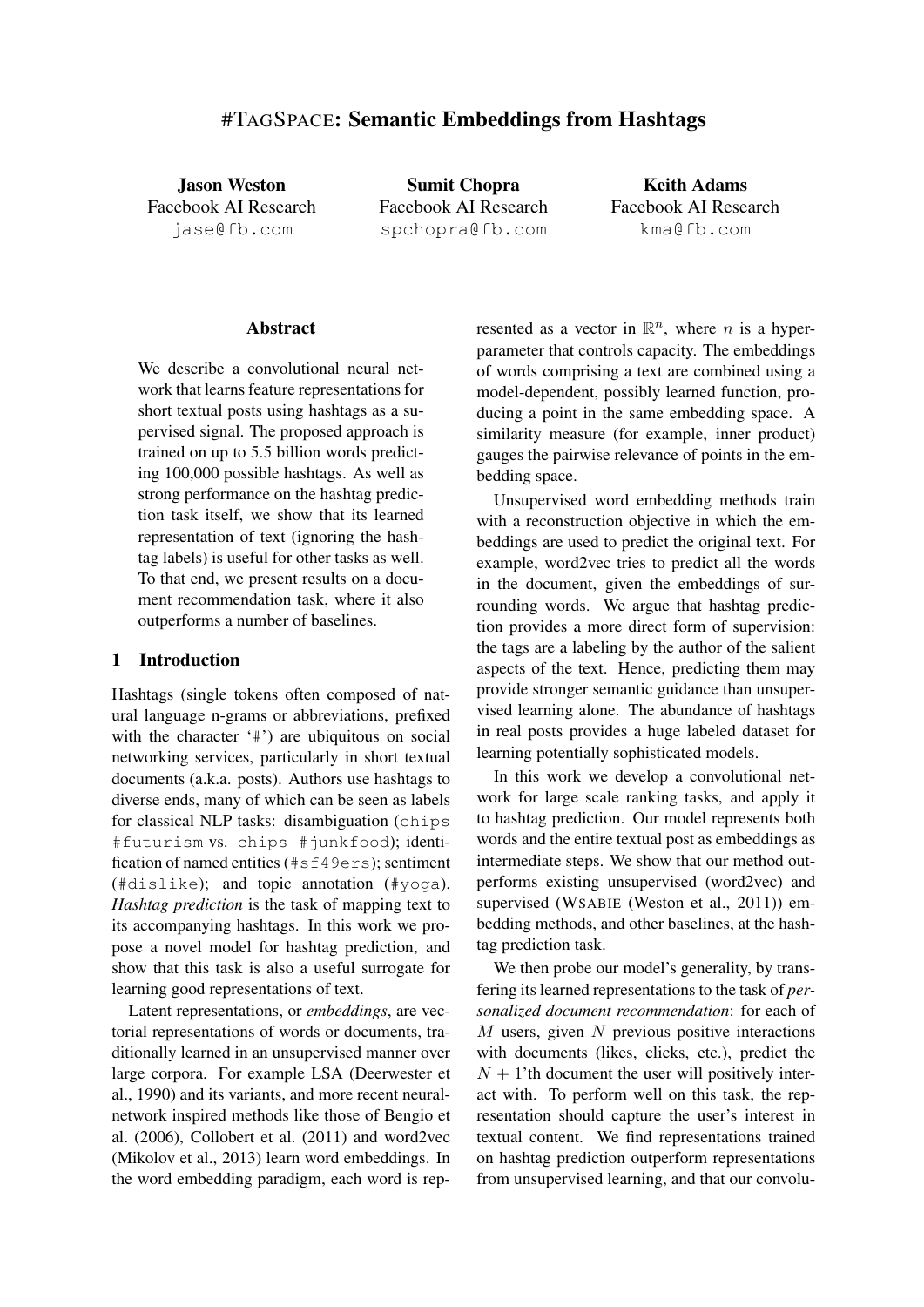# #TAGSPACE: Semantic Embeddings from Hashtags

**Jason Weston**
Facebook AI Research
jase@fb.com

**Sumit Chopra**
Facebook AI Research
spchopra@fb.com

**Keith Adams**
Facebook AI Research
kma@fb.com

## Abstract

We describe a convolutional neural network that learns feature representations for short textual posts using hashtags as a supervised signal. The proposed approach is trained on up to 5.5 billion words predicting 100,000 possible hashtags. As well as strong performance on the hashtag prediction task itself, we show that its learned representation of text (ignoring the hashtag labels) is useful for other tasks as well. To that end, we present results on a document recommendation task, where it also outperforms a number of baselines.

## 1 Introduction

Hashtags (single tokens often composed of natural language n-grams or abbreviations, prefixed with the character '#') are ubiquitous on social networking services, particularly in short textual documents (a.k.a. posts). Authors use hashtags to diverse ends, many of which can be seen as labels for classical NLP tasks: disambiguation (`chips #futurism` vs. `chips #junkfood`); identification of named entities (`#sf49ers`); sentiment (`#dislike`); and topic annotation (`#yoga`). *Hashtag prediction* is the task of mapping text to its accompanying hashtags. In this work we propose a novel model for hashtag prediction, and show that this task is also a useful surrogate for learning good representations of text.

Latent representations, or *embeddings*, are vectorial representations of words or documents, traditionally learned in an unsupervised manner over large corpora. For example LSA (Deerwester et al., 1990) and its variants, and more recent neural-network inspired methods like those of Bengio et al. (2006), Collobert et al. (2011) and word2vec (Mikolov et al., 2013) learn word embeddings. In the word embedding paradigm, each word is represented as a vector in $\mathbb{R}^n$, where $n$ is a hyper-parameter that controls capacity. The embeddings of words comprising a text are combined using a model-dependent, possibly learned function, producing a point in the same embedding space. A similarity measure (for example, inner product) gauges the pairwise relevance of points in the embedding space.

Unsupervised word embedding methods train with a reconstruction objective in which the embeddings are used to predict the original text. For example, word2vec tries to predict all the words in the document, given the embeddings of surrounding words. We argue that hashtag prediction provides a more direct form of supervision: the tags are a labeling by the author of the salient aspects of the text. Hence, predicting them may provide stronger semantic guidance than unsupervised learning alone. The abundance of hashtags in real posts provides a huge labeled dataset for learning potentially sophisticated models.

In this work we develop a convolutional network for large scale ranking tasks, and apply it to hashtag prediction. Our model represents both words and the entire textual post as embeddings as intermediate steps. We show that our method outperforms existing unsupervised (word2vec) and supervised (WSABIE (Weston et al., 2011)) embedding methods, and other baselines, at the hashtag prediction task.

We then probe our model's generality, by transfering its learned representations to the task of *personalized document recommendation*: for each of $M$ users, given $N$ previous positive interactions with documents (likes, clicks, etc.), predict the $N + 1$'th document the user will positively interact with. To perform well on this task, the representation should capture the user's interest in textual content. We find representations trained on hashtag prediction outperform representations from unsupervised learning, and that our convolu-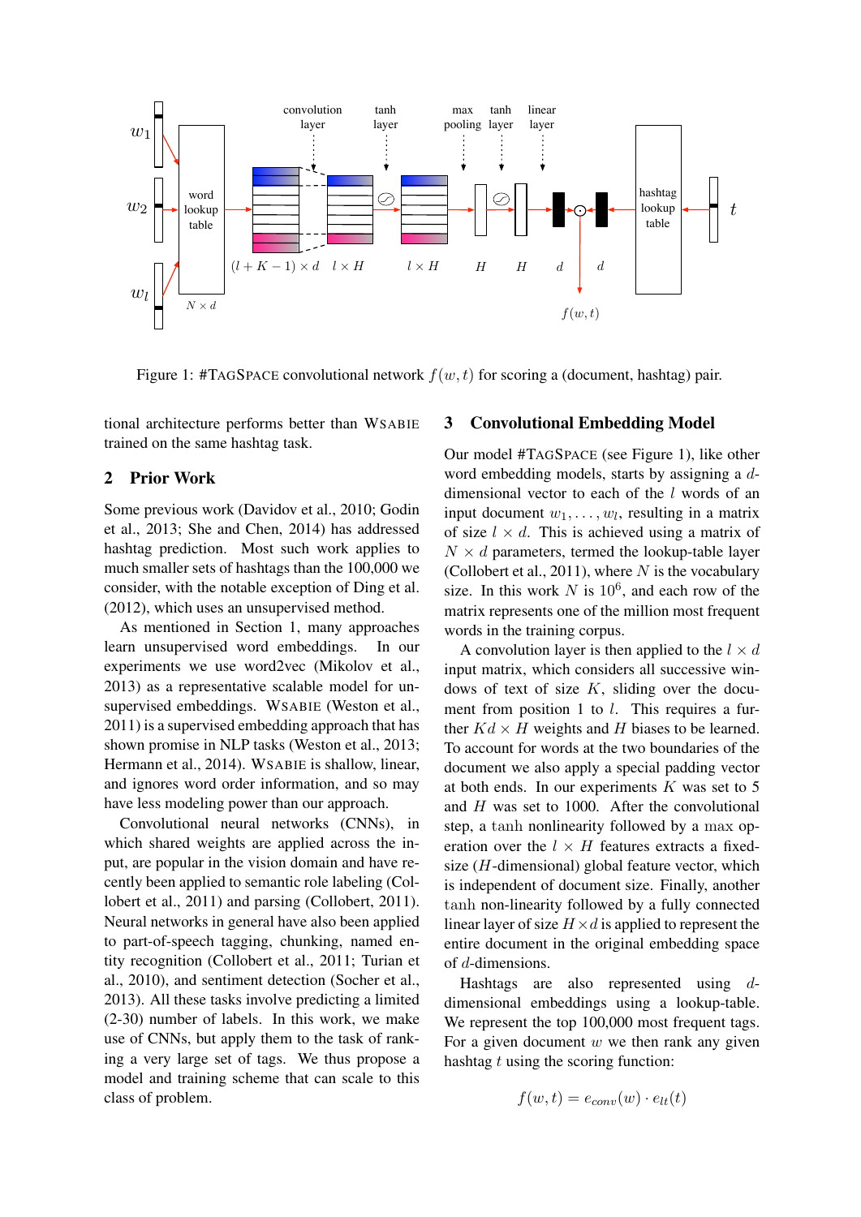Figure 1: #TagSpace convolutional network $f(w,t)$ for scoring a (document, hashtag) pair.

tional architecture performs better than WSABIE trained on the same hashtag task.

## 2 Prior Work

Some previous work (Davidov et al., 2010; Godin et al., 2013; She and Chen, 2014) has addressed hashtag prediction. Most such work applies to much smaller sets of hashtags than the 100,000 we consider, with the notable exception of Ding et al. (2012), which uses an unsupervised method.

As mentioned in Section 1, many approaches learn unsupervised word embeddings. In our experiments we use word2vec (Mikolov et al., 2013) as a representative scalable model for unsupervised embeddings. WSABIE (Weston et al., 2011) is a supervised embedding approach that has shown promise in NLP tasks (Weston et al., 2013; Hermann et al., 2014). WSABIE is shallow, linear, and ignores word order information, and so may have less modeling power than our approach.

Convolutional neural networks (CNNs), in which shared weights are applied across the input, are popular in the vision domain and have recently been applied to semantic role labeling (Collobert et al., 2011) and parsing (Collobert, 2011). Neural networks in general have also been applied to part-of-speech tagging, chunking, named entity recognition (Collobert et al., 2011; Turian et al., 2010), and sentiment detection (Socher et al., 2013). All these tasks involve predicting a limited (2-30) number of labels. In this work, we make use of CNNs, but apply them to the task of ranking a very large set of tags. We thus propose a model and training scheme that can scale to this class of problem.

## 3 Convolutional Embedding Model

Our model #TagSpace (see Figure 1), like other word embedding models, starts by assigning a $d$-dimensional vector to each of the $l$ words of an input document $w_1, \ldots, w_l$, resulting in a matrix of size $l \times d$. This is achieved using a matrix of $N \times d$ parameters, termed the lookup-table layer (Collobert et al., 2011), where $N$ is the vocabulary size. In this work $N$ is $10^6$, and each row of the matrix represents one of the million most frequent words in the training corpus.

A convolution layer is then applied to the $l \times d$ input matrix, which considers all successive windows of text of size $K$, sliding over the document from position 1 to $l$. This requires a further $Kd \times H$ weights and $H$ biases to be learned. To account for words at the two boundaries of the document we also apply a special padding vector at both ends. In our experiments $K$ was set to 5 and $H$ was set to 1000. After the convolutional step, a $\tanh$ nonlinearity followed by a $\max$ operation over the $l \times H$ features extracts a fixed-size ($H$-dimensional) global feature vector, which is independent of document size. Finally, another $\tanh$ non-linearity followed by a fully connected linear layer of size $H \times d$ is applied to represent the entire document in the original embedding space of $d$-dimensions.

Hashtags are also represented using $d$-dimensional embeddings using a lookup-table. We represent the top 100,000 most frequent tags. For a given document $w$ we then rank any given hashtag $t$ using the scoring function:

$$f(w,t) = e_{conv}(w) \cdot e_{lt}(t)$$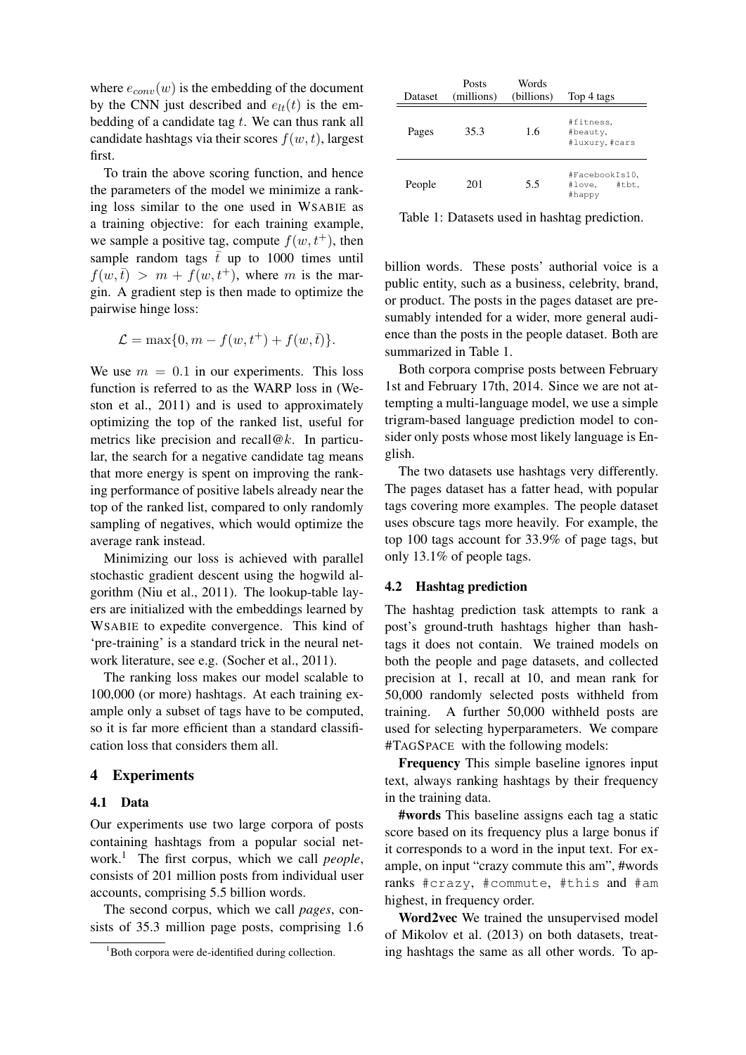where $e_{conv}(w)$ is the embedding of the document by the CNN just described and $e_{lt}(t)$ is the embedding of a candidate tag $t$. We can thus rank all candidate hashtags via their scores $f(w, t)$, largest first.

To train the above scoring function, and hence the parameters of the model we minimize a ranking loss similar to the one used in WSABIE as a training objective: for each training example, we sample a positive tag, compute $f(w, t^+)$, then sample random tags $\bar{t}$ up to 1000 times until $f(w, \bar{t}) > m + f(w, t^+)$, where $m$ is the margin. A gradient step is then made to optimize the pairwise hinge loss:

$$\mathcal{L} = \max\{0, m - f(w, t^+) + f(w, \bar{t})\}.$$

We use $m = 0.1$ in our experiments. This loss function is referred to as the WARP loss in (Weston et al., 2011) and is used to approximately optimizing the top of the ranked list, useful for metrics like precision and recall@$k$. In particular, the search for a negative candidate tag means that more energy is spent on improving the ranking performance of positive labels already near the top of the ranked list, compared to only randomly sampling of negatives, which would optimize the average rank instead.

Minimizing our loss is achieved with parallel stochastic gradient descent using the hogwild algorithm (Niu et al., 2011). The lookup-table layers are initialized with the embeddings learned by WSABIE to expedite convergence. This kind of 'pre-training' is a standard trick in the neural network literature, see e.g. (Socher et al., 2011).

The ranking loss makes our model scalable to 100,000 (or more) hashtags. At each training example only a subset of tags have to be computed, so it is far more efficient than a standard classification loss that considers them all.

# 4 Experiments

## 4.1 Data

Our experiments use two large corpora of posts containing hashtags from a popular social network.[1] The first corpus, which we call *people*, consists of 201 million posts from individual user accounts, comprising 5.5 billion words.

The second corpus, which we call *pages*, consists of 35.3 million page posts, comprising 1.6 billion words. These posts' authorial voice is a public entity, such as a business, celebrity, brand, or product. The posts in the pages dataset are presumably intended for a wider, more general audience than the posts in the people dataset. Both are summarized in Table 1.

| Dataset | Posts (millions) | Words (billions) | Top 4 tags |
|---|---|---|---|
| Pages | 35.3 | 1.6 | #fitness, #beauty, #luxury, #cars |
| People | 201 | 5.5 | #FacebookIs10, #love, #tbt, #happy |

Table 1: Datasets used in hashtag prediction.

Both corpora comprise posts between February 1st and February 17th, 2014. Since we are not attempting a multi-language model, we use a simple trigram-based language prediction model to consider only posts whose most likely language is English.

The two datasets use hashtags very differently. The pages dataset has a fatter head, with popular tags covering more examples. The people dataset uses obscure tags more heavily. For example, the top 100 tags account for 33.9% of page tags, but only 13.1% of people tags.

## 4.2 Hashtag prediction

The hashtag prediction task attempts to rank a post's ground-truth hashtags higher than hashtags it does not contain. We trained models on both the people and page datasets, and collected precision at 1, recall at 10, and mean rank for 50,000 randomly selected posts withheld from training. A further 50,000 withheld posts are used for selecting hyperparameters. We compare #TAGSPACE with the following models:

**Frequency** This simple baseline ignores input text, always ranking hashtags by their frequency in the training data.

**#words** This baseline assigns each tag a static score based on its frequency plus a large bonus if it corresponds to a word in the input text. For example, on input "crazy commute this am", #words ranks #crazy, #commute, #this and #am highest, in frequency order.

**Word2vec** We trained the unsupervised model of Mikolov et al. (2013) on both datasets, treating hashtags the same as all other words. To ap-

[1] Both corpora were de-identified during collection.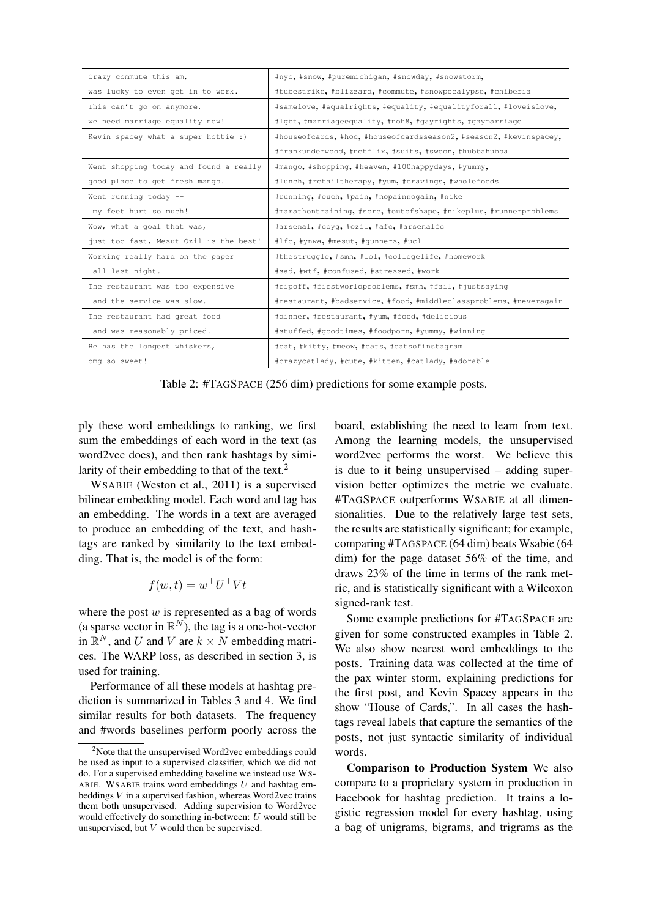| | |
|---|---|
| Crazy commute this am, was lucky to even get in to work. | #nyc, #snow, #puremichigan, #snowday, #snowstorm, #tubestrike, #blizzard, #commute, #snowpocalypse, #chiberia |
| This can't go on anymore, we need marriage equality now! | #samelove, #equalrights, #equality, #equalityforall, #loveislove, #lgbt, #marriageequality, #noh8, #gayrights, #gaymarriage |
| Kevin spacey what a super hottie :) | #houseofcards, #hoc, #houseofcardsseason2, #season2, #kevinspacey, #frankunderwood, #netflix, #suits, #swoon, #hubbahubba |
| Went shopping today and found a really good place to get fresh mango. | #mango, #shopping, #heaven, #100happydays, #yummy, #lunch, #retailtherapy, #yum, #cravings, #wholefoods |
| Went running today -- my feet hurt so much! | #running, #ouch, #pain, #nopainnogain, #nike #marathontraining, #sore, #outofshape, #nikeplus, #runnerproblems |
| Wow, what a goal that was, just too fast, Mesut Ozil is the best! | #arsenal, #coyg, #ozil, #afc, #arsenalfc #lfc, #ynwa, #mesut, #gunners, #ucl |
| Working really hard on the paper all last night. | #thestruggle, #smh, #lol, #collegelife, #homework #sad, #wtf, #confused, #stressed, #work |
| The restaurant was too expensive and the service was slow. | #ripoff, #firstworldproblems, #smh, #fail, #justsaying #restaurant, #badservice, #food, #middleclassproblems, #neveragain |
| The restaurant had great food and was reasonably priced. | #dinner, #restaurant, #yum, #food, #delicious #stuffed, #goodtimes, #foodporn, #yummy, #winning |
| He has the longest whiskers, omg so sweet! | #cat, #kitty, #meow, #cats, #catsofinstagram #crazycatlady, #cute, #kitten, #catlady, #adorable |

Table 2: #TAGSPACE (256 dim) predictions for some example posts.

ply these word embeddings to ranking, we first sum the embeddings of each word in the text (as word2vec does), and then rank hashtags by similarity of their embedding to that of the text.[2]

WSABIE (Weston et al., 2011) is a supervised bilinear embedding model. Each word and tag has an embedding. The words in a text are averaged to produce an embedding of the text, and hashtags are ranked by similarity to the text embedding. That is, the model is of the form:

$$f(w,t) = w^\top U^\top V t$$

where the post $w$ is represented as a bag of words (a sparse vector in $\mathbb{R}^N$), the tag is a one-hot-vector in $\mathbb{R}^N$, and $U$ and $V$ are $k \times N$ embedding matrices. The WARP loss, as described in section 3, is used for training.

Performance of all these models at hashtag prediction is summarized in Tables 3 and 4. We find similar results for both datasets. The frequency and #words baselines perform poorly across the board, establishing the need to learn from text. Among the learning models, the unsupervised word2vec performs the worst. We believe this is due to it being unsupervised – adding supervision better optimizes the metric we evaluate. #TAGSPACE outperforms WSABIE at all dimensionalities. Due to the relatively large test sets, the results are statistically significant; for example, comparing #TAGSPACE (64 dim) beats Wsabie (64 dim) for the page dataset 56% of the time, and draws 23% of the time in terms of the rank metric, and is statistically significant with a Wilcoxon signed-rank test.

Some example predictions for #TAGSPACE are given for some constructed examples in Table 2. We also show nearest word embeddings to the posts. Training data was collected at the time of the pax winter storm, explaining predictions for the first post, and Kevin Spacey appears in the show "House of Cards,". In all cases the hashtags reveal labels that capture the semantics of the posts, not just syntactic similarity of individual words.

**Comparison to Production System** We also compare to a proprietary system in production in Facebook for hashtag prediction. It trains a logistic regression model for every hashtag, using a bag of unigrams, bigrams, and trigrams as the

[2] Note that the unsupervised Word2vec embeddings could be used as input to a supervised classifier, which we did not do. For a supervised embedding baseline we instead use WSABIE. WSABIE trains word embeddings $U$ and hashtag embeddings $V$ in a supervised fashion, whereas Word2vec trains them both unsupervised. Adding supervision to Word2vec would effectively do something in-between: $U$ would still be unsupervised, but $V$ would then be supervised.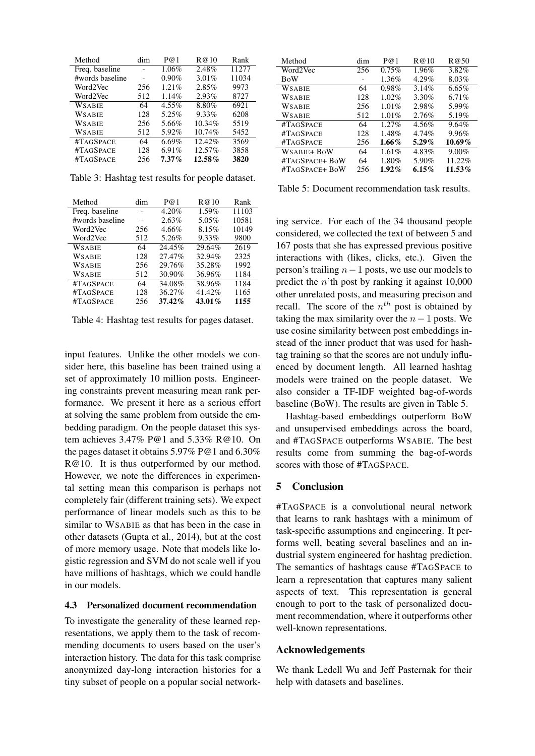| Method | dim | P@1 | R@10 | Rank |
|---|---|---|---|---|
| Freq. baseline | - | 1.06% | 2.48% | 11277 |
| #words baseline | - | 0.90% | 3.01% | 11034 |
| Word2Vec | 256 | 1.21% | 2.85% | 9973 |
| Word2Vec | 512 | 1.14% | 2.93% | 8727 |
| WSABIE | 64 | 4.55% | 8.80% | 6921 |
| WSABIE | 128 | 5.25% | 9.33% | 6208 |
| WSABIE | 256 | 5.66% | 10.34% | 5519 |
| WSABIE | 512 | 5.92% | 10.74% | 5452 |
| #TAGSPACE | 64 | 6.69% | 12.42% | 3569 |
| #TAGSPACE | 128 | 6.91% | 12.57% | 3858 |
| #TAGSPACE | 256 | **7.37%** | **12.58%** | **3820** |

Table 3: Hashtag test results for people dataset.

| Method | dim | P@1 | R@10 | Rank |
|---|---|---|---|---|
| Freq. baseline | - | 4.20% | 1.59% | 11103 |
| #words baseline | - | 2.63% | 5.05% | 10581 |
| Word2Vec | 256 | 4.66% | 8.15% | 10149 |
| Word2Vec | 512 | 5.26% | 9.33% | 9800 |
| WSABIE | 64 | 24.45% | 29.64% | 2619 |
| WSABIE | 128 | 27.47% | 32.94% | 2325 |
| WSABIE | 256 | 29.76% | 35.28% | 1992 |
| WSABIE | 512 | 30.90% | 36.96% | 1184 |
| #TAGSPACE | 64 | 34.08% | 38.96% | 1184 |
| #TAGSPACE | 128 | 36.27% | 41.42% | 1165 |
| #TAGSPACE | 256 | **37.42%** | **43.01%** | **1155** |

Table 4: Hashtag test results for pages dataset.

input features. Unlike the other models we consider here, this baseline has been trained using a set of approximately 10 million posts. Engineering constraints prevent measuring mean rank performance. We present it here as a serious effort at solving the same problem from outside the embedding paradigm. On the people dataset this system achieves 3.47% P@1 and 5.33% R@10. On the pages dataset it obtains 5.97% P@1 and 6.30% R@10. It is thus outperformed by our method. However, we note the differences in experimental setting mean this comparison is perhaps not completely fair (different training sets). We expect performance of linear models such as this to be similar to WSABIE as that has been in the case in other datasets (Gupta et al., 2014), but at the cost of more memory usage. Note that models like logistic regression and SVM do not scale well if you have millions of hashtags, which we could handle in our models.

### 4.3 Personalized document recommendation

To investigate the generality of these learned representations, we apply them to the task of recommending documents to users based on the user's interaction history. The data for this task comprise anonymized day-long interaction histories for a tiny subset of people on a popular social networking service. For each of the 34 thousand people considered, we collected the text of between 5 and 167 posts that she has expressed previous positive interactions with (likes, clicks, etc.). Given the person's trailing $n-1$ posts, we use our models to predict the $n$'th post by ranking it against 10,000 other unrelated posts, and measuring precison and recall. The score of the $n^{th}$ post is obtained by taking the max similarity over the $n-1$ posts. We use cosine similarity between post embeddings instead of the inner product that was used for hashtag training so that the scores are not unduly influenced by document length. All learned hashtag models were trained on the people dataset. We also consider a TF-IDF weighted bag-of-words baseline (BoW). The results are given in Table 5.

| Method | dim | P@1 | R@10 | R@50 |
|---|---|---|---|---|
| Word2Vec | 256 | 0.75% | 1.96% | 3.82% |
| BoW | - | 1.36% | 4.29% | 8.03% |
| WSABIE | 64 | 0.98% | 3.14% | 6.65% |
| WSABIE | 128 | 1.02% | 3.30% | 6.71% |
| WSABIE | 256 | 1.01% | 2.98% | 5.99% |
| WSABIE | 512 | 1.01% | 2.76% | 5.19% |
| #TAGSPACE | 64 | 1.27% | 4.56% | 9.64% |
| #TAGSPACE | 128 | 1.48% | 4.74% | 9.96% |
| #TAGSPACE | 256 | **1.66%** | **5.29%** | **10.69%** |
| WSABIE+ BoW | 64 | 1.61% | 4.83% | 9.00% |
| #TAGSPACE+ BoW | 64 | 1.80% | 5.90% | 11.22% |
| #TAGSPACE+ BoW | 256 | **1.92%** | **6.15%** | **11.53%** |

Table 5: Document recommendation task results.

Hashtag-based embeddings outperform BoW and unsupervised embeddings across the board, and #TAGSPACE outperforms WSABIE. The best results come from summing the bag-of-words scores with those of #TAGSPACE.

## 5 Conclusion

#TAGSPACE is a convolutional neural network that learns to rank hashtags with a minimum of task-specific assumptions and engineering. It performs well, beating several baselines and an industrial system engineered for hashtag prediction. The semantics of hashtags cause #TAGSPACE to learn a representation that captures many salient aspects of text. This representation is general enough to port to the task of personalized document recommendation, where it outperforms other well-known representations.

## Acknowledgements

We thank Ledell Wu and Jeff Pasternak for their help with datasets and baselines.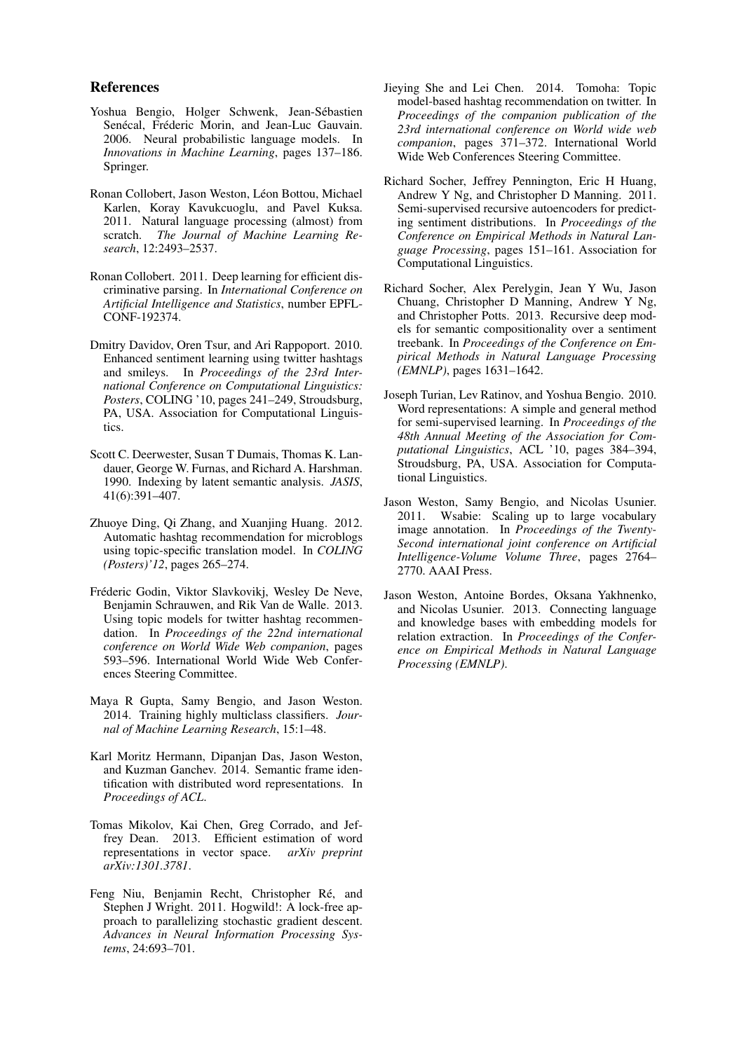## References

Yoshua Bengio, Holger Schwenk, Jean-Sébastien Senécal, Fréderic Morin, and Jean-Luc Gauvain. 2006. Neural probabilistic language models. In *Innovations in Machine Learning*, pages 137–186. Springer.

Ronan Collobert, Jason Weston, Léon Bottou, Michael Karlen, Koray Kavukcuoglu, and Pavel Kuksa. 2011. Natural language processing (almost) from scratch. *The Journal of Machine Learning Research*, 12:2493–2537.

Ronan Collobert. 2011. Deep learning for efficient discriminative parsing. In *International Conference on Artificial Intelligence and Statistics*, number EPFL-CONF-192374.

Dmitry Davidov, Oren Tsur, and Ari Rappoport. 2010. Enhanced sentiment learning using twitter hashtags and smileys. In *Proceedings of the 23rd International Conference on Computational Linguistics: Posters*, COLING '10, pages 241–249, Stroudsburg, PA, USA. Association for Computational Linguistics.

Scott C. Deerwester, Susan T Dumais, Thomas K. Landauer, George W. Furnas, and Richard A. Harshman. 1990. Indexing by latent semantic analysis. *JASIS*, 41(6):391–407.

Zhuoye Ding, Qi Zhang, and Xuanjing Huang. 2012. Automatic hashtag recommendation for microblogs using topic-specific translation model. In *COLING (Posters)'12*, pages 265–274.

Fréderic Godin, Viktor Slavkovikj, Wesley De Neve, Benjamin Schrauwen, and Rik Van de Walle. 2013. Using topic models for twitter hashtag recommendation. In *Proceedings of the 22nd international conference on World Wide Web companion*, pages 593–596. International World Wide Web Conferences Steering Committee.

Maya R Gupta, Samy Bengio, and Jason Weston. 2014. Training highly multiclass classifiers. *Journal of Machine Learning Research*, 15:1–48.

Karl Moritz Hermann, Dipanjan Das, Jason Weston, and Kuzman Ganchev. 2014. Semantic frame identification with distributed word representations. In *Proceedings of ACL*.

Tomas Mikolov, Kai Chen, Greg Corrado, and Jeffrey Dean. 2013. Efficient estimation of word representations in vector space. *arXiv preprint arXiv:1301.3781*.

Feng Niu, Benjamin Recht, Christopher Ré, and Stephen J Wright. 2011. Hogwild!: A lock-free approach to parallelizing stochastic gradient descent. *Advances in Neural Information Processing Systems*, 24:693–701.

Jieying She and Lei Chen. 2014. Tomoha: Topic model-based hashtag recommendation on twitter. In *Proceedings of the companion publication of the 23rd international conference on World wide web companion*, pages 371–372. International World Wide Web Conferences Steering Committee.

Richard Socher, Jeffrey Pennington, Eric H Huang, Andrew Y Ng, and Christopher D Manning. 2011. Semi-supervised recursive autoencoders for predicting sentiment distributions. In *Proceedings of the Conference on Empirical Methods in Natural Language Processing*, pages 151–161. Association for Computational Linguistics.

Richard Socher, Alex Perelygin, Jean Y Wu, Jason Chuang, Christopher D Manning, Andrew Y Ng, and Christopher Potts. 2013. Recursive deep models for semantic compositionality over a sentiment treebank. In *Proceedings of the Conference on Empirical Methods in Natural Language Processing (EMNLP)*, pages 1631–1642.

Joseph Turian, Lev Ratinov, and Yoshua Bengio. 2010. Word representations: A simple and general method for semi-supervised learning. In *Proceedings of the 48th Annual Meeting of the Association for Computational Linguistics*, ACL '10, pages 384–394, Stroudsburg, PA, USA. Association for Computational Linguistics.

Jason Weston, Samy Bengio, and Nicolas Usunier. 2011. Wsabie: Scaling up to large vocabulary image annotation. In *Proceedings of the Twenty-Second international joint conference on Artificial Intelligence-Volume Volume Three*, pages 2764–2770. AAAI Press.

Jason Weston, Antoine Bordes, Oksana Yakhnenko, and Nicolas Usunier. 2013. Connecting language and knowledge bases with embedding models for relation extraction. In *Proceedings of the Conference on Empirical Methods in Natural Language Processing (EMNLP)*.